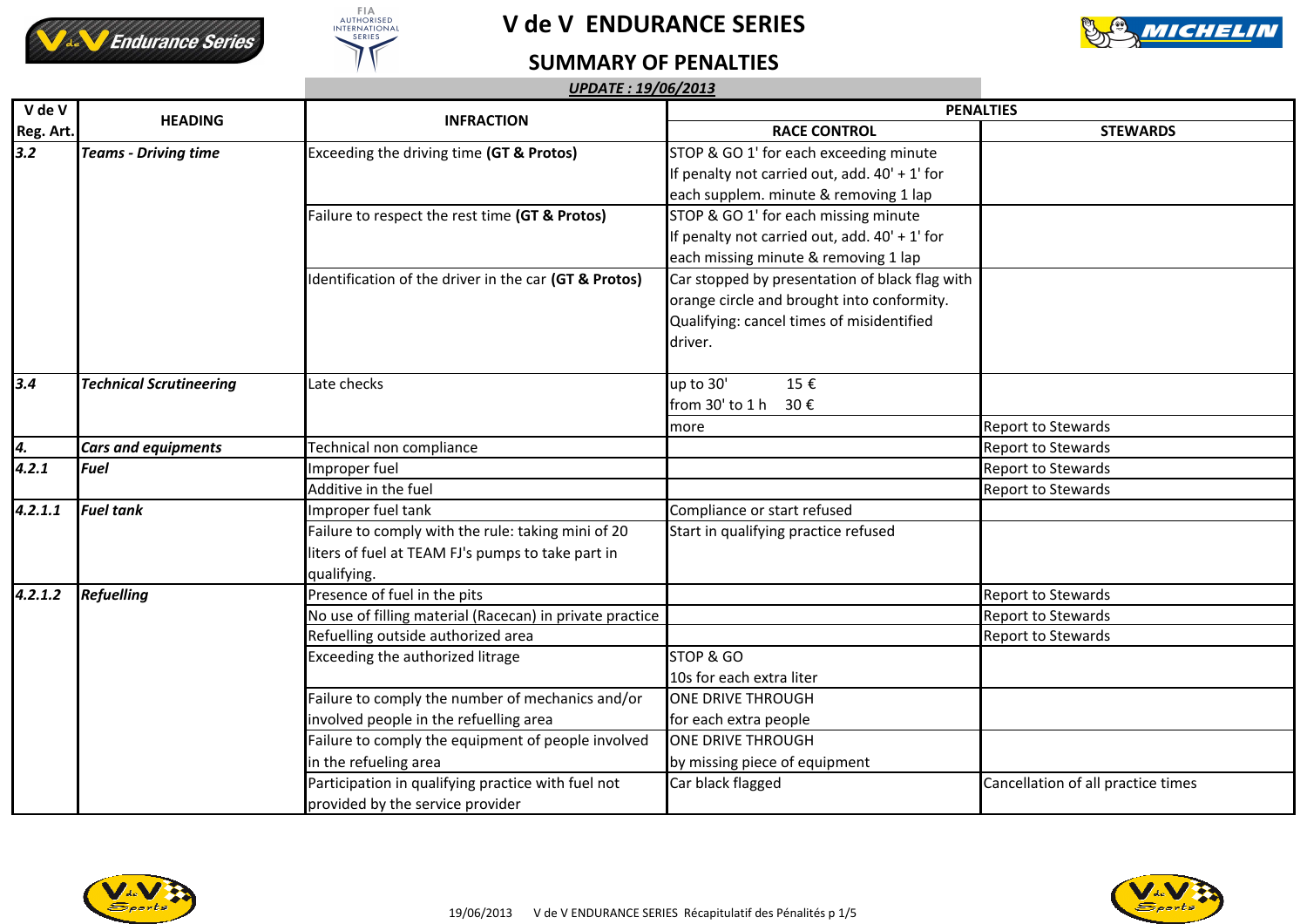# V de V ENDURANCE SERIES

## SUMMARY OF PENALTIES

***UPDATE : 19/06/2013***

| V de V Reg. Art. | HEADING | INFRACTION | PENALTIES | |
|---|---|---|---|---|
| | | | RACE CONTROL | STEWARDS |
| ***3.2*** | ***Teams - Driving time*** | Exceeding the driving time **(GT & Protos)** | STOP & GO 1' for each exceeding minute If penalty not carried out, add. 40' + 1' for each supplem. minute & removing 1 lap | |
| | | Failure to respect the rest time **(GT & Protos)** | STOP & GO 1' for each missing minute If penalty not carried out, add. 40' + 1' for each missing minute & removing 1 lap | |
| | | Identification of the driver in the car **(GT & Protos)** | Car stopped by presentation of black flag with orange circle and brought into conformity. Qualifying: cancel times of misidentified driver. | |
| ***3.4*** | ***Technical Scrutineering*** | Late checks | up to 30' 15 € | |
| | | | from 30' to 1 h 30 € | |
| | | | more | Report to Stewards |
| ***4.*** | ***Cars and equipments*** | Technical non compliance | | Report to Stewards |
| ***4.2.1*** | ***Fuel*** | Improper fuel | | Report to Stewards |
| | | Additive in the fuel | | Report to Stewards |
| ***4.2.1.1*** | ***Fuel tank*** | Improper fuel tank | Compliance or start refused | |
| | | Failure to comply with the rule: taking mini of 20 liters of fuel at TEAM FJ's pumps to take part in qualifying. | Start in qualifying practice refused | |
| ***4.2.1.2*** | ***Refuelling*** | Presence of fuel in the pits | | Report to Stewards |
| | | No use of filling material (Racecan) in private practice | | Report to Stewards |
| | | Refuelling outside authorized area | | Report to Stewards |
| | | Exceeding the authorized litrage | STOP & GO 10s for each extra liter | |
| | | Failure to comply the number of mechanics and/or involved people in the refuelling area | ONE DRIVE THROUGH for each extra people | |
| | | Failure to comply the equipment of people involved in the refueling area | ONE DRIVE THROUGH by missing piece of equipment | |
| | | Participation in qualifying practice with fuel not provided by the service provider | Car black flagged | Cancellation of all practice times |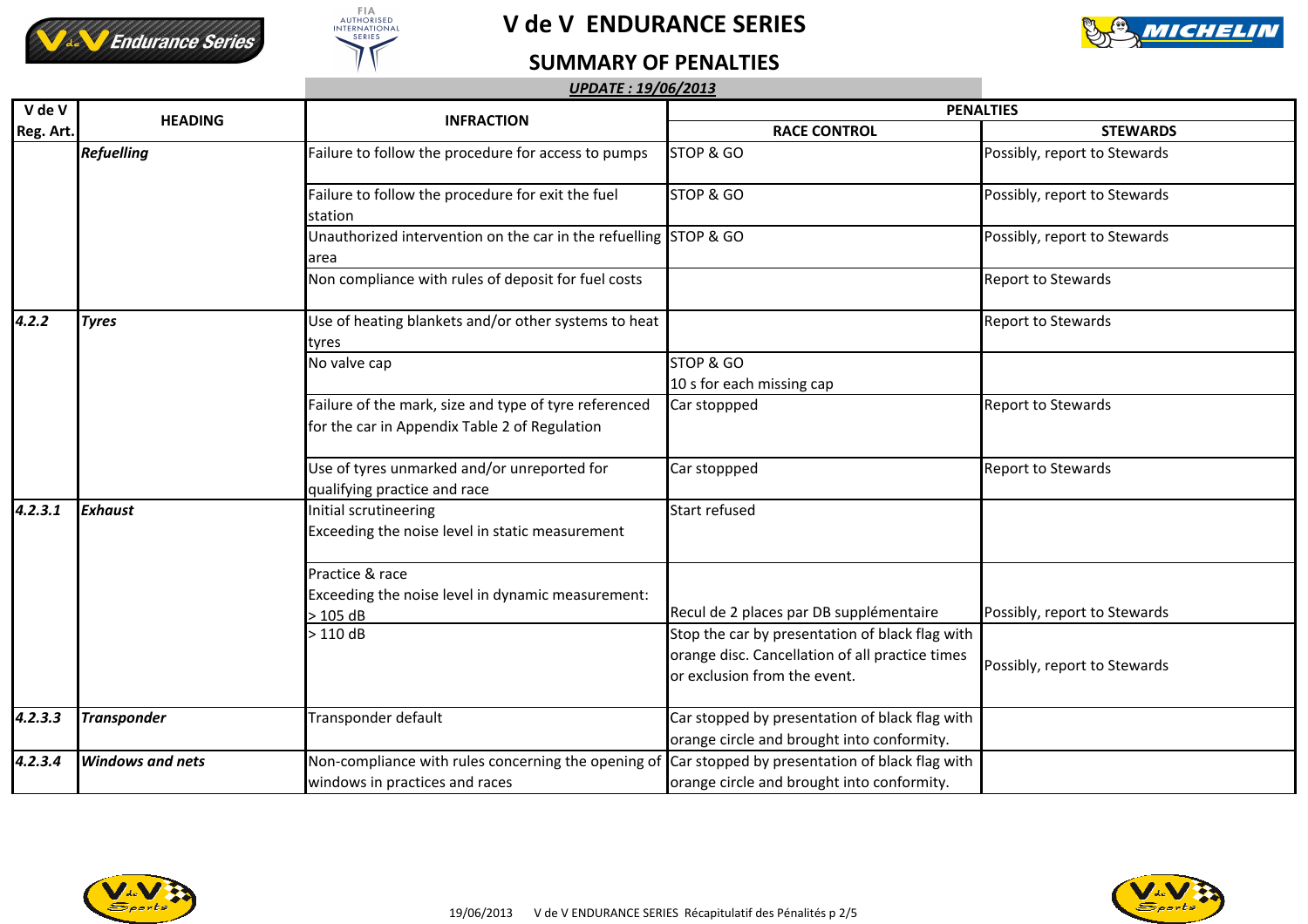# V de V ENDURANCE SERIES

## SUMMARY OF PENALTIES

***UPDATE : 19/06/2013***

| V de V Reg. Art. | HEADING | INFRACTION | PENALTIES | |
|---|---|---|---|---|
| | | | RACE CONTROL | STEWARDS |
| | ***Refuelling*** | Failure to follow the procedure for access to pumps | STOP & GO | Possibly, report to Stewards |
| | | Failure to follow the procedure for exit the fuel station | STOP & GO | Possibly, report to Stewards |
| | | Unauthorized intervention on the car in the refuelling area | STOP & GO | Possibly, report to Stewards |
| | | Non compliance with rules of deposit for fuel costs | | Report to Stewards |
| ***4.2.2*** | ***Tyres*** | Use of heating blankets and/or other systems to heat tyres | | Report to Stewards |
| | | No valve cap | STOP & GO<br>10 s for each missing cap | |
| | | Failure of the mark, size and type of tyre referenced for the car in Appendix Table 2 of Regulation | Car stoppped | Report to Stewards |
| | | Use of tyres unmarked and/or unreported for qualifying practice and race | Car stoppped | Report to Stewards |
| ***4.2.3.1*** | ***Exhaust*** | Initial scrutineering<br>Exceeding the noise level in static measurement | Start refused | |
| | | Practice & race<br>Exceeding the noise level in dynamic measurement:<br>> 105 dB | Recul de 2 places par DB supplémentaire | Possibly, report to Stewards |
| | | > 110 dB | Stop the car by presentation of black flag with orange disc. Cancellation of all practice times or exclusion from the event. | Possibly, report to Stewards |
| ***4.2.3.3*** | ***Transponder*** | Transponder default | Car stopped by presentation of black flag with orange circle and brought into conformity. | |
| ***4.2.3.4*** | ***Windows and nets*** | Non-compliance with rules concerning the opening of windows in practices and races | Car stopped by presentation of black flag with orange circle and brought into conformity. | |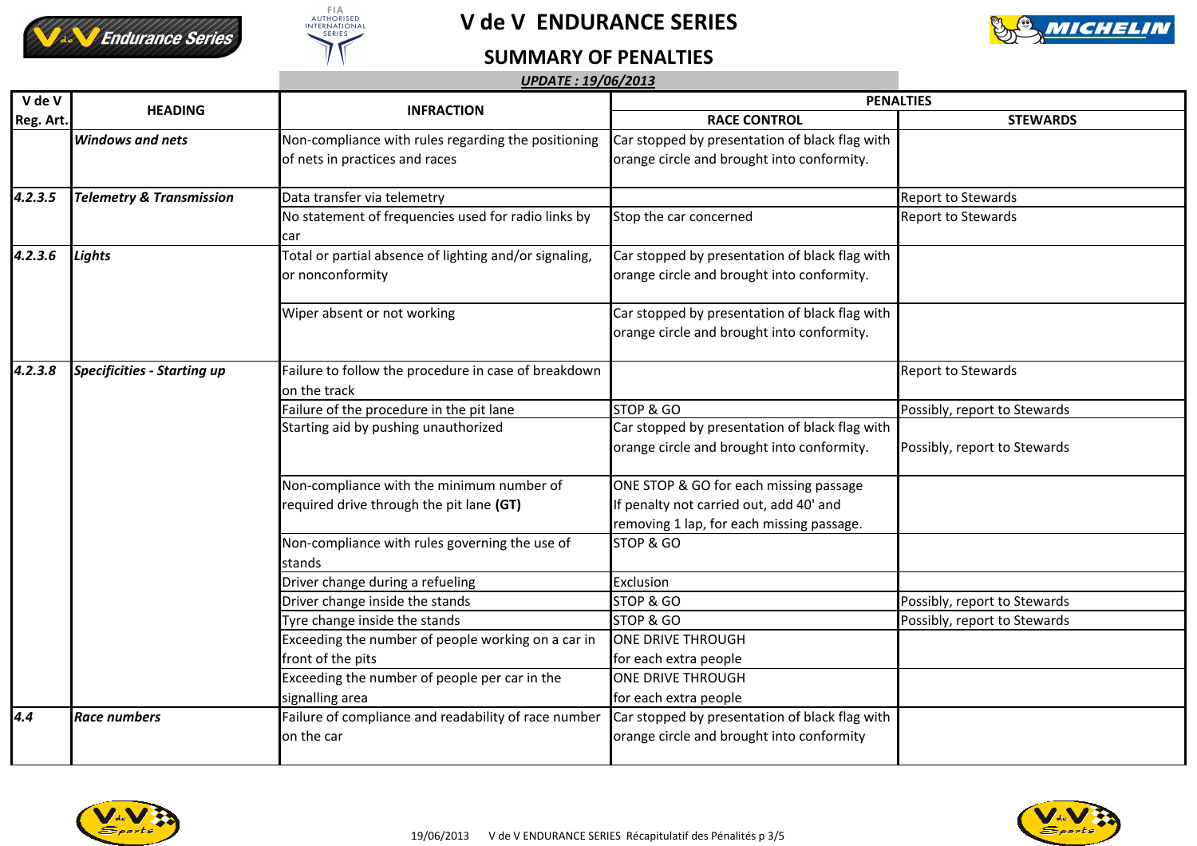# V de V ENDURANCE SERIES

## SUMMARY OF PENALTIES

***UPDATE : 19/06/2013***

| V de V Reg. Art. | HEADING | INFRACTION | PENALTIES | |
|---|---|---|---|---|
| | | | **RACE CONTROL** | **STEWARDS** |
| | ***Windows and nets*** | Non-compliance with rules regarding the positioning of nets in practices and races | Car stopped by presentation of black flag with orange circle and brought into conformity. | |
| ***4.2.3.5*** | ***Telemetry & Transmission*** | Data transfer via telemetry | | Report to Stewards |
| | | No statement of frequencies used for radio links by car | Stop the car concerned | Report to Stewards |
| ***4.2.3.6*** | ***Lights*** | Total or partial absence of lighting and/or signaling, or nonconformity | Car stopped by presentation of black flag with orange circle and brought into conformity. | |
| | | Wiper absent or not working | Car stopped by presentation of black flag with orange circle and brought into conformity. | |
| ***4.2.3.8*** | ***Specificities - Starting up*** | Failure to follow the procedure in case of breakdown on the track | | Report to Stewards |
| | | Failure of the procedure in the pit lane | STOP & GO | Possibly, report to Stewards |
| | | Starting aid by pushing unauthorized | Car stopped by presentation of black flag with orange circle and brought into conformity. | Possibly, report to Stewards |
| | | Non-compliance with the minimum number of required drive through the pit lane **(GT)** | ONE STOP & GO for each missing passage If penalty not carried out, add 40' and removing 1 lap, for each missing passage. | |
| | | Non-compliance with rules governing the use of stands | STOP & GO | |
| | | Driver change during a refueling | Exclusion | |
| | | Driver change inside the stands | STOP & GO | Possibly, report to Stewards |
| | | Tyre change inside the stands | STOP & GO | Possibly, report to Stewards |
| | | Exceeding the number of people working on a car in front of the pits | ONE DRIVE THROUGH for each extra people | |
| | | Exceeding the number of people per car in the signalling area | ONE DRIVE THROUGH for each extra people | |
| ***4.4*** | ***Race numbers*** | Failure of compliance and readability of race number on the car | Car stopped by presentation of black flag with orange circle and brought into conformity | |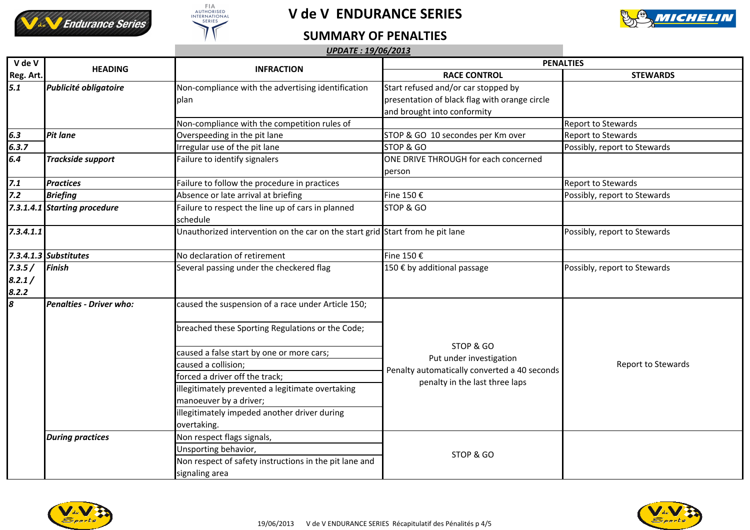# V de V ENDURANCE SERIES

## SUMMARY OF PENALTIES

***UPDATE : 19/06/2013***

| V de V Reg. Art. | HEADING | INFRACTION | PENALTIES | |
|---|---|---|---|---|
| | | | RACE CONTROL | STEWARDS |
| *5.1* | ***Publicité obligatoire*** | Non-compliance with the advertising identification plan | Start refused and/or car stopped by presentation of black flag with orange circle and brought into conformity | |
| | | Non-compliance with the competition rules of | | Report to Stewards |
| *6.3* | ***Pit lane*** | Overspeeding in the pit lane | STOP & GO 10 secondes per Km over | Report to Stewards |
| *6.3.7* | | Irregular use of the pit lane | STOP & GO | Possibly, report to Stewards |
| *6.4* | ***Trackside support*** | Failure to identify signalers | ONE DRIVE THROUGH for each concerned person | |
| *7.1* | ***Practices*** | Failure to follow the procedure in practices | | Report to Stewards |
| *7.2* | ***Briefing*** | Absence or late arrival at briefing | Fine 150 € | Possibly, report to Stewards |
| *7.3.1.4.1* | ***Starting procedure*** | Failure to respect the line up of cars in planned schedule | STOP & GO | |
| *7.3.4.1.1* | | Unauthorized intervention on the car on the start grid | Start from he pit lane | Possibly, report to Stewards |
| *7.3.4.1.3* | ***Substitutes*** | No declaration of retirement | Fine 150 € | |
| *7.3.5 / 8.2.1 / 8.2.2* | ***Finish*** | Several passing under the checkered flag | 150 € by additional passage | Possibly, report to Stewards |
| *8* | ***Penalties - Driver who:*** | caused the suspension of a race under Article 150; | STOP & GO<br>Put under investigation<br>Penalty automatically converted a 40 seconds penalty in the last three laps | Report to Stewards |
| | | breached these Sporting Regulations or the Code; | | |
| | | caused a false start by one or more cars; | | |
| | | caused a collision; | | |
| | | forced a driver off the track; | | |
| | | illegitimately prevented a legitimate overtaking manoeuver by a driver; | | |
| | | illegitimately impeded another driver during overtaking. | | |
| | ***During practices*** | Non respect flags signals, | STOP & GO | |
| | | Unsporting behavior, | | |
| | | Non respect of safety instructions in the pit lane and signaling area | | |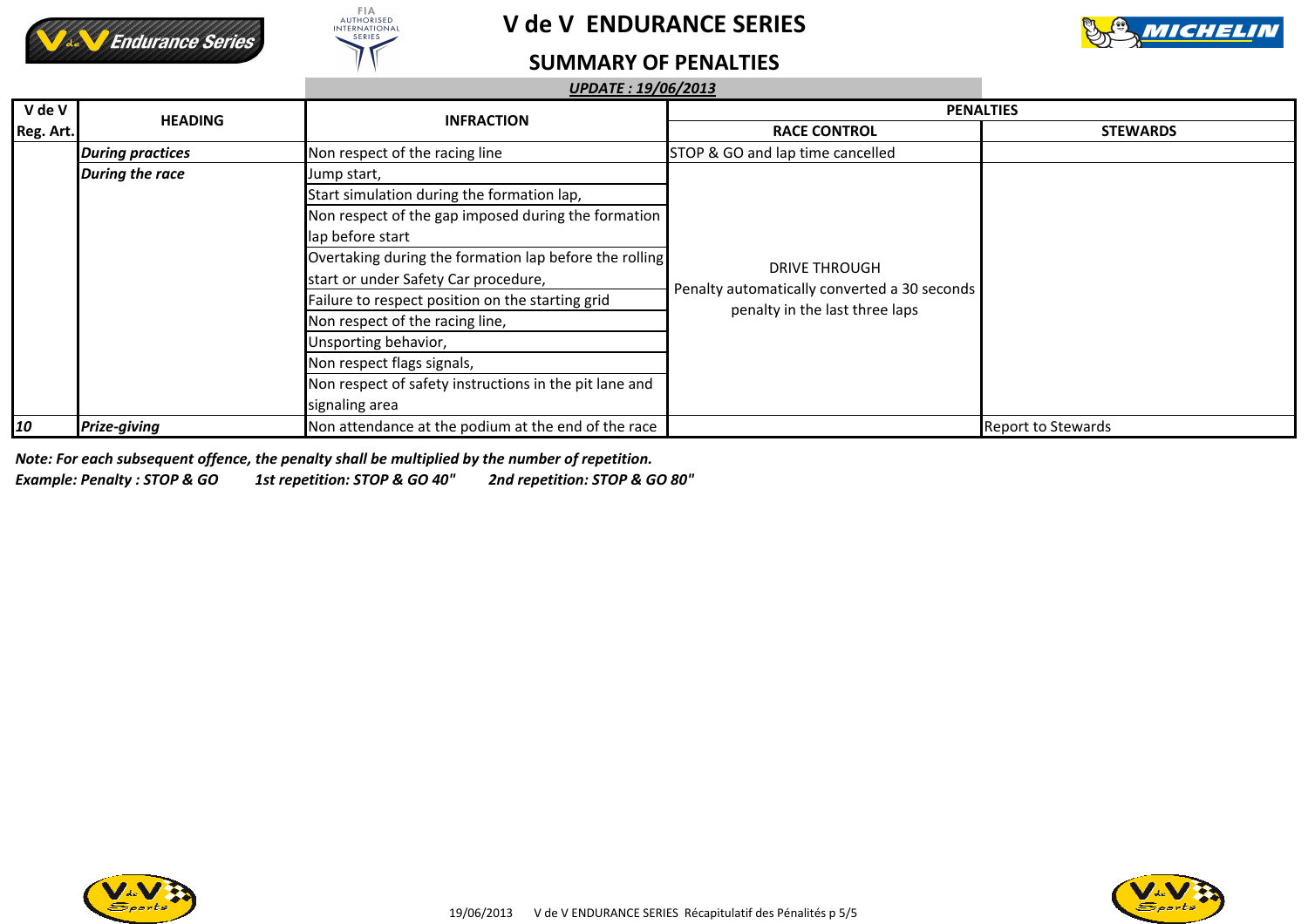# V de V ENDURANCE SERIES

## SUMMARY OF PENALTIES

***UPDATE : 19/06/2013***

| V de V Reg. Art. | HEADING | INFRACTION | PENALTIES | |
|---|---|---|---|---|
| | | | **RACE CONTROL** | **STEWARDS** |
| | ***During practices*** | Non respect of the racing line | STOP & GO and lap time cancelled | |
| | ***During the race*** | Jump start, | DRIVE THROUGH<br>Penalty automatically converted a 30 seconds penalty in the last three laps | |
| | | Start simulation during the formation lap, | | |
| | | Non respect of the gap imposed during the formation lap before start | | |
| | | Overtaking during the formation lap before the rolling start or under Safety Car procedure, | | |
| | | Failure to respect position on the starting grid | | |
| | | Non respect of the racing line, | | |
| | | Unsporting behavior, | | |
| | | Non respect flags signals, | | |
| | | Non respect of safety instructions in the pit lane and signaling area | | |
| ***10*** | ***Prize-giving*** | Non attendance at the podium at the end of the race | | Report to Stewards |

***Note: For each subsequent offence, the penalty shall be multiplied by the number of repetition.***
***Example: Penalty : STOP & GO 1st repetition: STOP & GO 40" 2nd repetition: STOP & GO 80"***